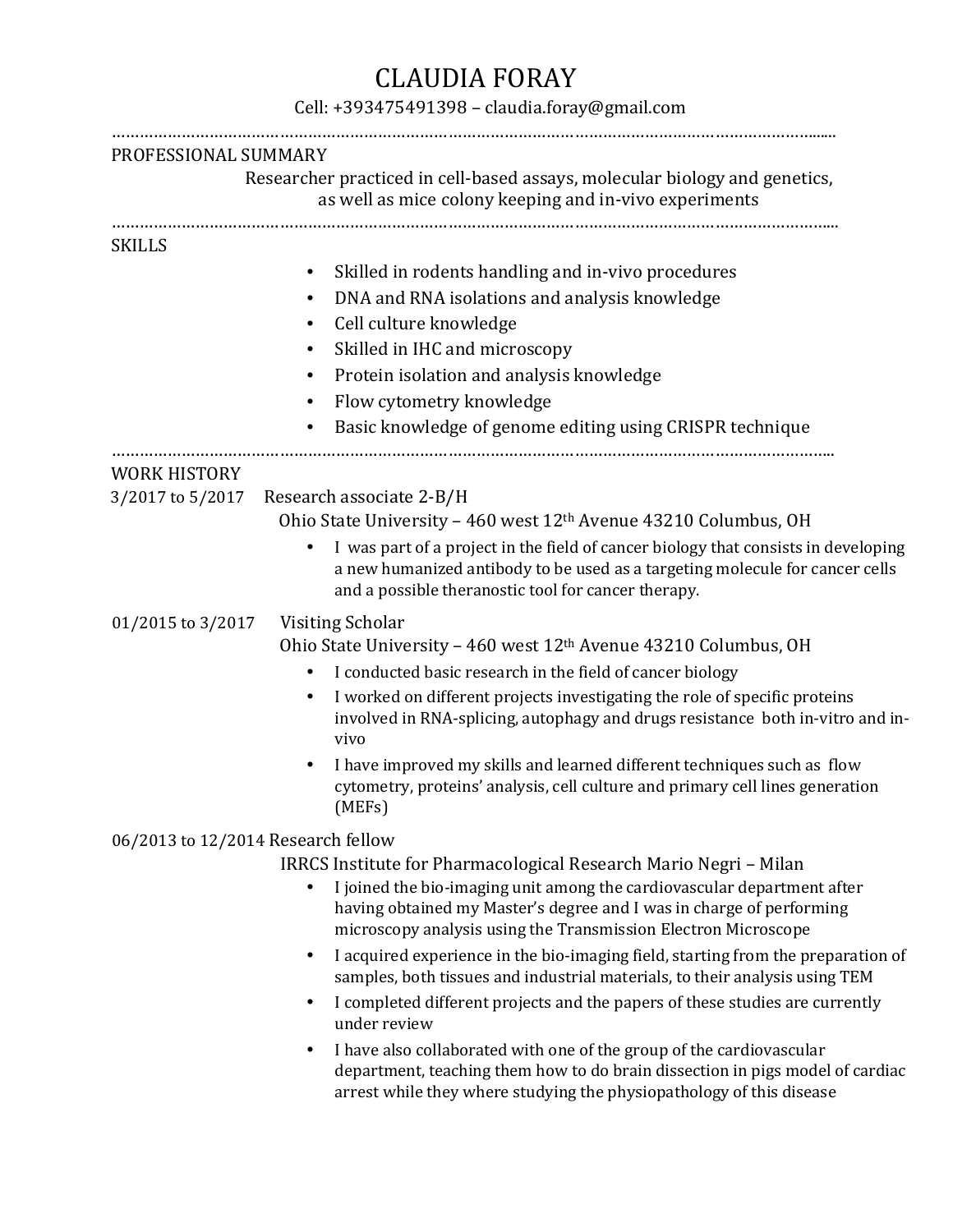# CLAUDIA FORAY

Cell: +393475491398 – claudia.foray@gmail.com

## PROFESSIONAL SUMMARY

Researcher practiced in cell-based assays, molecular biology and genetics, as well as mice colony keeping and in-vivo experiments

## SKILLS

- Skilled in rodents handling and in-vivo procedures
- DNA and RNA isolations and analysis knowledge
- Cell culture knowledge
- Skilled in IHC and microscopy
- Protein isolation and analysis knowledge
- Flow cytometry knowledge
- Basic knowledge of genome editing using CRISPR technique

## WORK HISTORY

**3/2017 to 5/2017** Research associate 2-B/H

Ohio State University – 460 west 12th Avenue 43210 Columbus, OH

- I was part of a project in the field of cancer biology that consists in developing a new humanized antibody to be used as a targeting molecule for cancer cells and a possible theranostic tool for cancer therapy.

**01/2015 to 3/2017** Visiting Scholar

Ohio State University – 460 west 12th Avenue 43210 Columbus, OH

- I conducted basic research in the field of cancer biology
- I worked on different projects investigating the role of specific proteins involved in RNA-splicing, autophagy and drugs resistance both in-vitro and in-vivo
- I have improved my skills and learned different techniques such as flow cytometry, proteins' analysis, cell culture and primary cell lines generation (MEFs)

**06/2013 to 12/2014** Research fellow

IRRCS Institute for Pharmacological Research Mario Negri – Milan

- I joined the bio-imaging unit among the cardiovascular department after having obtained my Master's degree and I was in charge of performing microscopy analysis using the Transmission Electron Microscope
- I acquired experience in the bio-imaging field, starting from the preparation of samples, both tissues and industrial materials, to their analysis using TEM
- I completed different projects and the papers of these studies are currently under review
- I have also collaborated with one of the group of the cardiovascular department, teaching them how to do brain dissection in pigs model of cardiac arrest while they where studying the physiopathology of this disease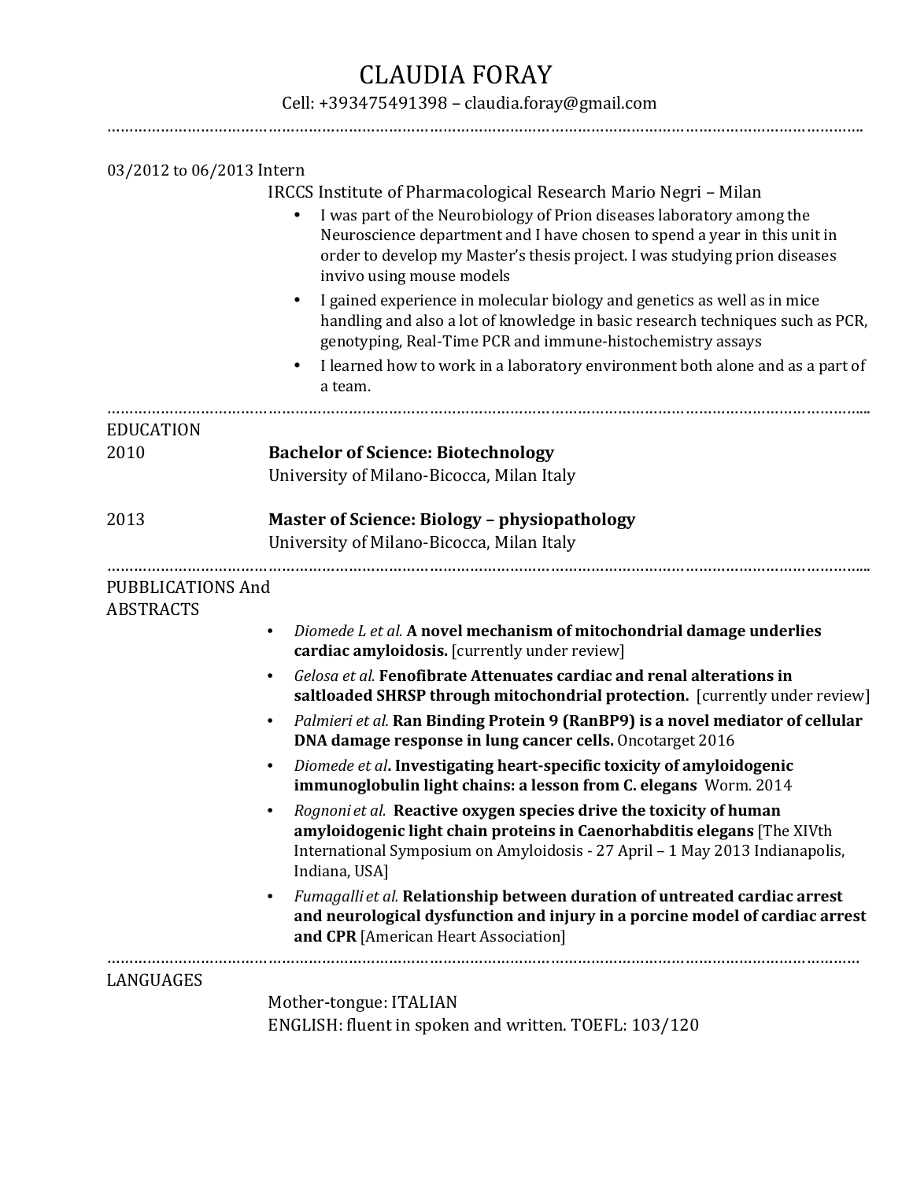# CLAUDIA FORAY

Cell: +393475491398 – claudia.foray@gmail.com

---

03/2012 to 06/2013 Intern

IRCCS Institute of Pharmacological Research Mario Negri – Milan

- I was part of the Neurobiology of Prion diseases laboratory among the Neuroscience department and I have chosen to spend a year in this unit in order to develop my Master's thesis project. I was studying prion diseases invivo using mouse models
- I gained experience in molecular biology and genetics as well as in mice handling and also a lot of knowledge in basic research techniques such as PCR, genotyping, Real-Time PCR and immune-histochemistry assays
- I learned how to work in a laboratory environment both alone and as a part of a team.

---

## EDUCATION

2010 **Bachelor of Science: Biotechnology**
University of Milano-Bicocca, Milan Italy

2013 **Master of Science: Biology – physiopathology**
University of Milano-Bicocca, Milan Italy

---

## PUBBLICATIONS And ABSTRACTS

- *Diomede L et al.* **A novel mechanism of mitochondrial damage underlies cardiac amyloidosis.** [currently under review]
- *Gelosa et al.* **Fenofibrate Attenuates cardiac and renal alterations in saltloaded SHRSP through mitochondrial protection.** [currently under review]
- *Palmieri et al.* **Ran Binding Protein 9 (RanBP9) is a novel mediator of cellular DNA damage response in lung cancer cells.** Oncotarget 2016
- *Diomede et al*. **Investigating heart-specific toxicity of amyloidogenic immunoglobulin light chains: a lesson from C. elegans** Worm. 2014
- *Rognoni et al.* **Reactive oxygen species drive the toxicity of human amyloidogenic light chain proteins in Caenorhabditis elegans** [The XIVth International Symposium on Amyloidosis - 27 April – 1 May 2013 Indianapolis, Indiana, USA]
- *Fumagalli et al.* **Relationship between duration of untreated cardiac arrest and neurological dysfunction and injury in a porcine model of cardiac arrest and CPR** [American Heart Association]

---

## LANGUAGES

Mother-tongue: ITALIAN
ENGLISH: fluent in spoken and written. TOEFL: 103/120